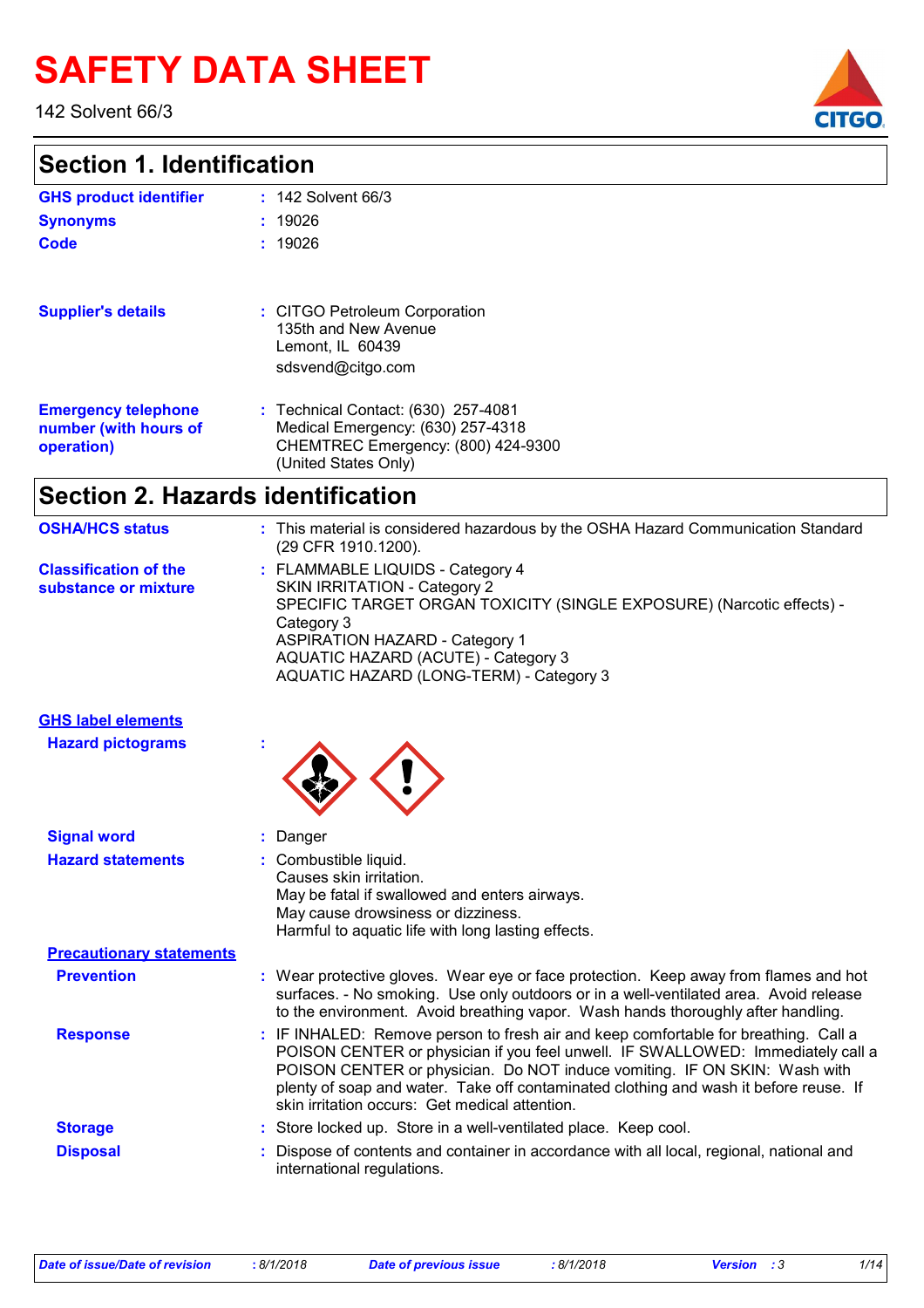# SAFETY DATA SHEET

142 Solvent 66/3

## Section 1. Identification

| | | |
|---|---|---|
| **GHS product identifier** | : | 142 Solvent 66/3 |
| **Synonyms** | : | 19026 |
| **Code** | : | 19026 |
| **Supplier's details** | : | CITGO Petroleum Corporation<br>135th and New Avenue<br>Lemont, IL 60439<br>sdsvend@citgo.com |
| **Emergency telephone number (with hours of operation)** | : | Technical Contact: (630) 257-4081<br>Medical Emergency: (630) 257-4318<br>CHEMTREC Emergency: (800) 424-9300<br>(United States Only) |

## Section 2. Hazards identification

| | | |
|---|---|---|
| **OSHA/HCS status** | : | This material is considered hazardous by the OSHA Hazard Communication Standard (29 CFR 1910.1200). |
| **Classification of the substance or mixture** | : | FLAMMABLE LIQUIDS - Category 4<br>SKIN IRRITATION - Category 2<br>SPECIFIC TARGET ORGAN TOXICITY (SINGLE EXPOSURE) (Narcotic effects) - Category 3<br>ASPIRATION HAZARD - Category 1<br>AQUATIC HAZARD (ACUTE) - Category 3<br>AQUATIC HAZARD (LONG-TERM) - Category 3 |

**GHS label elements**

| | | |
|---|---|---|
| **Hazard pictograms** | : | |
| **Signal word** | : | Danger |
| **Hazard statements** | : | Combustible liquid.<br>Causes skin irritation.<br>May be fatal if swallowed and enters airways.<br>May cause drowsiness or dizziness.<br>Harmful to aquatic life with long lasting effects. |

**Precautionary statements**

| | | |
|---|---|---|
| **Prevention** | : | Wear protective gloves. Wear eye or face protection. Keep away from flames and hot surfaces. - No smoking. Use only outdoors or in a well-ventilated area. Avoid release to the environment. Avoid breathing vapor. Wash hands thoroughly after handling. |
| **Response** | : | IF INHALED: Remove person to fresh air and keep comfortable for breathing. Call a POISON CENTER or physician if you feel unwell. IF SWALLOWED: Immediately call a POISON CENTER or physician. Do NOT induce vomiting. IF ON SKIN: Wash with plenty of soap and water. Take off contaminated clothing and wash it before reuse. If skin irritation occurs: Get medical attention. |
| **Storage** | : | Store locked up. Store in a well-ventilated place. Keep cool. |
| **Disposal** | : | Dispose of contents and container in accordance with all local, regional, national and international regulations. |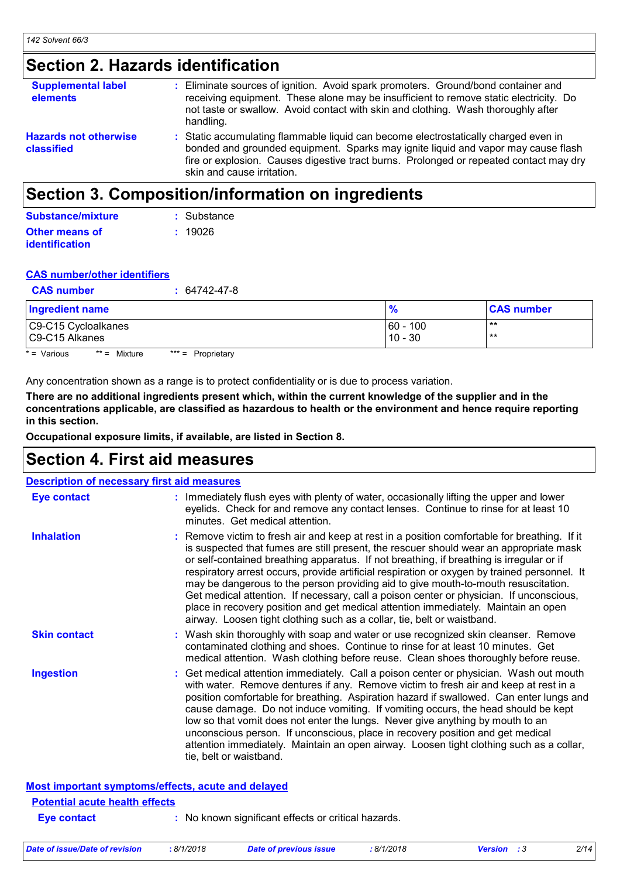## Section 2. Hazards identification

**Supplemental label elements** : Eliminate sources of ignition. Avoid spark promoters. Ground/bond container and receiving equipment. These alone may be insufficient to remove static electricity. Do not taste or swallow. Avoid contact with skin and clothing. Wash thoroughly after handling.

**Hazards not otherwise classified** : Static accumulating flammable liquid can become electrostatically charged even in bonded and grounded equipment. Sparks may ignite liquid and vapor may cause flash fire or explosion. Causes digestive tract burns. Prolonged or repeated contact may dry skin and cause irritation.

## Section 3. Composition/information on ingredients

**Substance/mixture** : Substance

**Other means of identification** : 19026

### CAS number/other identifiers

**CAS number** : 64742-47-8

| Ingredient name | % | CAS number |
| --- | --- | --- |
| C9-C15 Cycloalkanes | 60 - 100 | ** |
| C9-C15 Alkanes | 10 - 30 | ** |

* = Various ** = Mixture *** = Proprietary

Any concentration shown as a range is to protect confidentiality or is due to process variation.

**There are no additional ingredients present which, within the current knowledge of the supplier and in the concentrations applicable, are classified as hazardous to health or the environment and hence require reporting in this section.**

**Occupational exposure limits, if available, are listed in Section 8.**

## Section 4. First aid measures

### Description of necessary first aid measures

**Eye contact** : Immediately flush eyes with plenty of water, occasionally lifting the upper and lower eyelids. Check for and remove any contact lenses. Continue to rinse for at least 10 minutes. Get medical attention.

**Inhalation** : Remove victim to fresh air and keep at rest in a position comfortable for breathing. If it is suspected that fumes are still present, the rescuer should wear an appropriate mask or self-contained breathing apparatus. If not breathing, if breathing is irregular or if respiratory arrest occurs, provide artificial respiration or oxygen by trained personnel. It may be dangerous to the person providing aid to give mouth-to-mouth resuscitation. Get medical attention. If necessary, call a poison center or physician. If unconscious, place in recovery position and get medical attention immediately. Maintain an open airway. Loosen tight clothing such as a collar, tie, belt or waistband.

**Skin contact** : Wash skin thoroughly with soap and water or use recognized skin cleanser. Remove contaminated clothing and shoes. Continue to rinse for at least 10 minutes. Get medical attention. Wash clothing before reuse. Clean shoes thoroughly before reuse.

**Ingestion** : Get medical attention immediately. Call a poison center or physician. Wash out mouth with water. Remove dentures if any. Remove victim to fresh air and keep at rest in a position comfortable for breathing. Aspiration hazard if swallowed. Can enter lungs and cause damage. Do not induce vomiting. If vomiting occurs, the head should be kept low so that vomit does not enter the lungs. Never give anything by mouth to an unconscious person. If unconscious, place in recovery position and get medical attention immediately. Maintain an open airway. Loosen tight clothing such as a collar, tie, belt or waistband.

### Most important symptoms/effects, acute and delayed

**Potential acute health effects**

**Eye contact** : No known significant effects or critical hazards.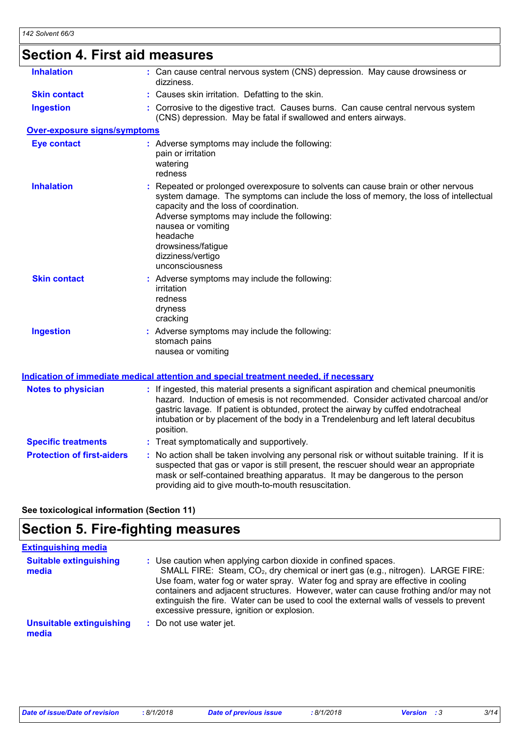## Section 4. First aid measures

**Inhalation** : Can cause central nervous system (CNS) depression. May cause drowsiness or dizziness.

**Skin contact** : Causes skin irritation. Defatting to the skin.

**Ingestion** : Corrosive to the digestive tract. Causes burns. Can cause central nervous system (CNS) depression. May be fatal if swallowed and enters airways.

**Over-exposure signs/symptoms**

**Eye contact** : Adverse symptoms may include the following:
pain or irritation
watering
redness

**Inhalation** : Repeated or prolonged overexposure to solvents can cause brain or other nervous system damage. The symptoms can include the loss of memory, the loss of intellectual capacity and the loss of coordination.
Adverse symptoms may include the following:
nausea or vomiting
headache
drowsiness/fatigue
dizziness/vertigo
unconsciousness

**Skin contact** : Adverse symptoms may include the following:
irritation
redness
dryness
cracking

**Ingestion** : Adverse symptoms may include the following:
stomach pains
nausea or vomiting

**Indication of immediate medical attention and special treatment needed, if necessary**

**Notes to physician** : If ingested, this material presents a significant aspiration and chemical pneumonitis hazard. Induction of emesis is not recommended. Consider activated charcoal and/or gastric lavage. If patient is obtunded, protect the airway by cuffed endotracheal intubation or by placement of the body in a Trendelenburg and left lateral decubitus position.

**Specific treatments** : Treat symptomatically and supportively.

**Protection of first-aiders** : No action shall be taken involving any personal risk or without suitable training. If it is suspected that gas or vapor is still present, the rescuer should wear an appropriate mask or self-contained breathing apparatus. It may be dangerous to the person providing aid to give mouth-to-mouth resuscitation.

**See toxicological information (Section 11)**

## Section 5. Fire-fighting measures

**Extinguishing media**

**Suitable extinguishing media** : Use caution when applying carbon dioxide in confined spaces.
SMALL FIRE: Steam, $CO_2$, dry chemical or inert gas (e.g., nitrogen). LARGE FIRE: Use foam, water fog or water spray. Water fog and spray are effective in cooling containers and adjacent structures. However, water can cause frothing and/or may not extinguish the fire. Water can be used to cool the external walls of vessels to prevent excessive pressure, ignition or explosion.

**Unsuitable extinguishing media** : Do not use water jet.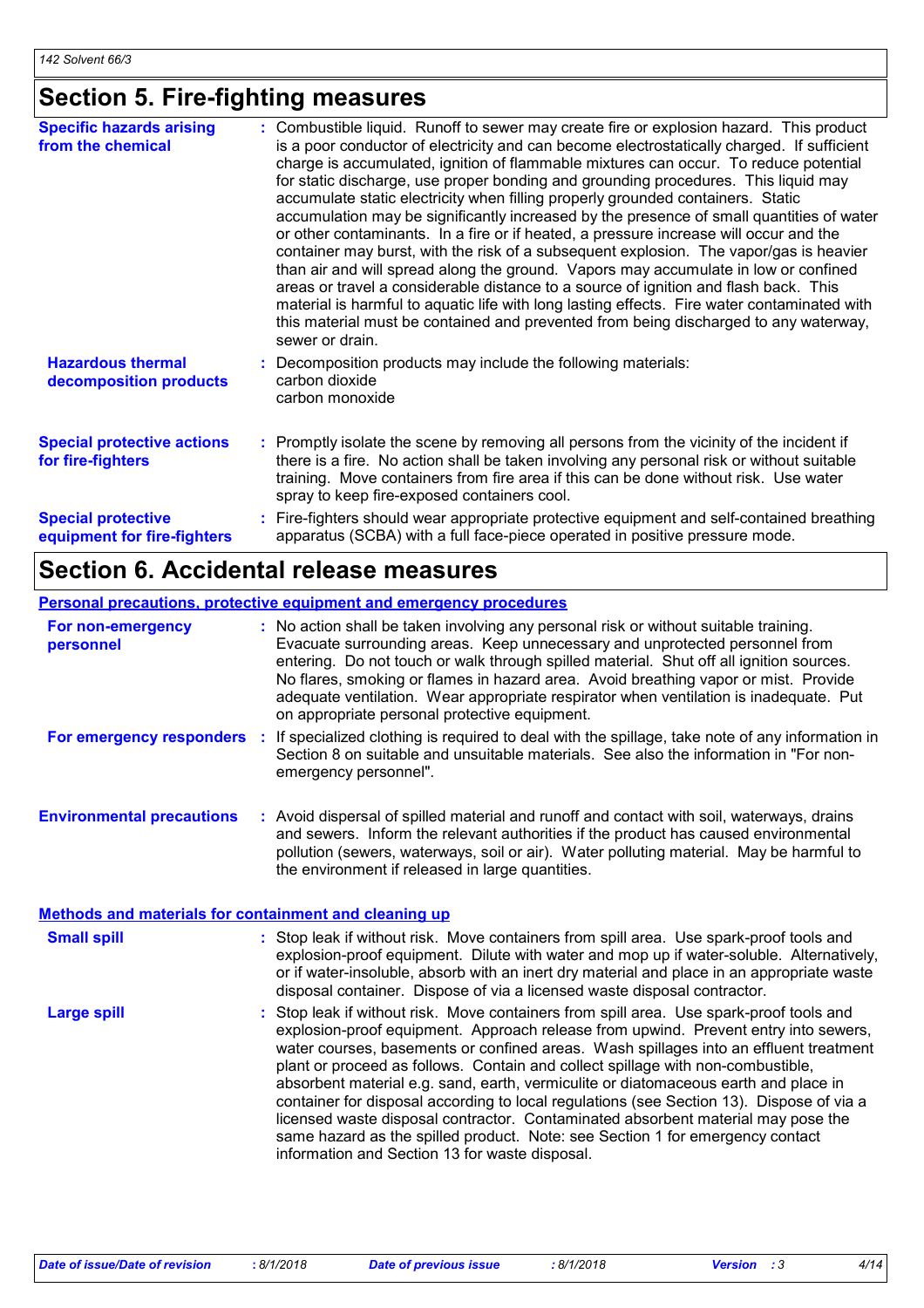## Section 5. Fire-fighting measures

**Specific hazards arising from the chemical** : Combustible liquid. Runoff to sewer may create fire or explosion hazard. This product is a poor conductor of electricity and can become electrostatically charged. If sufficient charge is accumulated, ignition of flammable mixtures can occur. To reduce potential for static discharge, use proper bonding and grounding procedures. This liquid may accumulate static electricity when filling properly grounded containers. Static accumulation may be significantly increased by the presence of small quantities of water or other contaminants. In a fire or if heated, a pressure increase will occur and the container may burst, with the risk of a subsequent explosion. The vapor/gas is heavier than air and will spread along the ground. Vapors may accumulate in low or confined areas or travel a considerable distance to a source of ignition and flash back. This material is harmful to aquatic life with long lasting effects. Fire water contaminated with this material must be contained and prevented from being discharged to any waterway, sewer or drain.

**Hazardous thermal decomposition products** : Decomposition products may include the following materials:
carbon dioxide
carbon monoxide

**Special protective actions for fire-fighters** : Promptly isolate the scene by removing all persons from the vicinity of the incident if there is a fire. No action shall be taken involving any personal risk or without suitable training. Move containers from fire area if this can be done without risk. Use water spray to keep fire-exposed containers cool.

**Special protective equipment for fire-fighters** : Fire-fighters should wear appropriate protective equipment and self-contained breathing apparatus (SCBA) with a full face-piece operated in positive pressure mode.

## Section 6. Accidental release measures

### Personal precautions, protective equipment and emergency procedures

**For non-emergency personnel** : No action shall be taken involving any personal risk or without suitable training. Evacuate surrounding areas. Keep unnecessary and unprotected personnel from entering. Do not touch or walk through spilled material. Shut off all ignition sources. No flares, smoking or flames in hazard area. Avoid breathing vapor or mist. Provide adequate ventilation. Wear appropriate respirator when ventilation is inadequate. Put on appropriate personal protective equipment.

**For emergency responders** : If specialized clothing is required to deal with the spillage, take note of any information in Section 8 on suitable and unsuitable materials. See also the information in "For non-emergency personnel".

**Environmental precautions** : Avoid dispersal of spilled material and runoff and contact with soil, waterways, drains and sewers. Inform the relevant authorities if the product has caused environmental pollution (sewers, waterways, soil or air). Water polluting material. May be harmful to the environment if released in large quantities.

### Methods and materials for containment and cleaning up

**Small spill** : Stop leak if without risk. Move containers from spill area. Use spark-proof tools and explosion-proof equipment. Dilute with water and mop up if water-soluble. Alternatively, or if water-insoluble, absorb with an inert dry material and place in an appropriate waste disposal container. Dispose of via a licensed waste disposal contractor.

**Large spill** : Stop leak if without risk. Move containers from spill area. Use spark-proof tools and explosion-proof equipment. Approach release from upwind. Prevent entry into sewers, water courses, basements or confined areas. Wash spillages into an effluent treatment plant or proceed as follows. Contain and collect spillage with non-combustible, absorbent material e.g. sand, earth, vermiculite or diatomaceous earth and place in container for disposal according to local regulations (see Section 13). Dispose of via a licensed waste disposal contractor. Contaminated absorbent material may pose the same hazard as the spilled product. Note: see Section 1 for emergency contact information and Section 13 for waste disposal.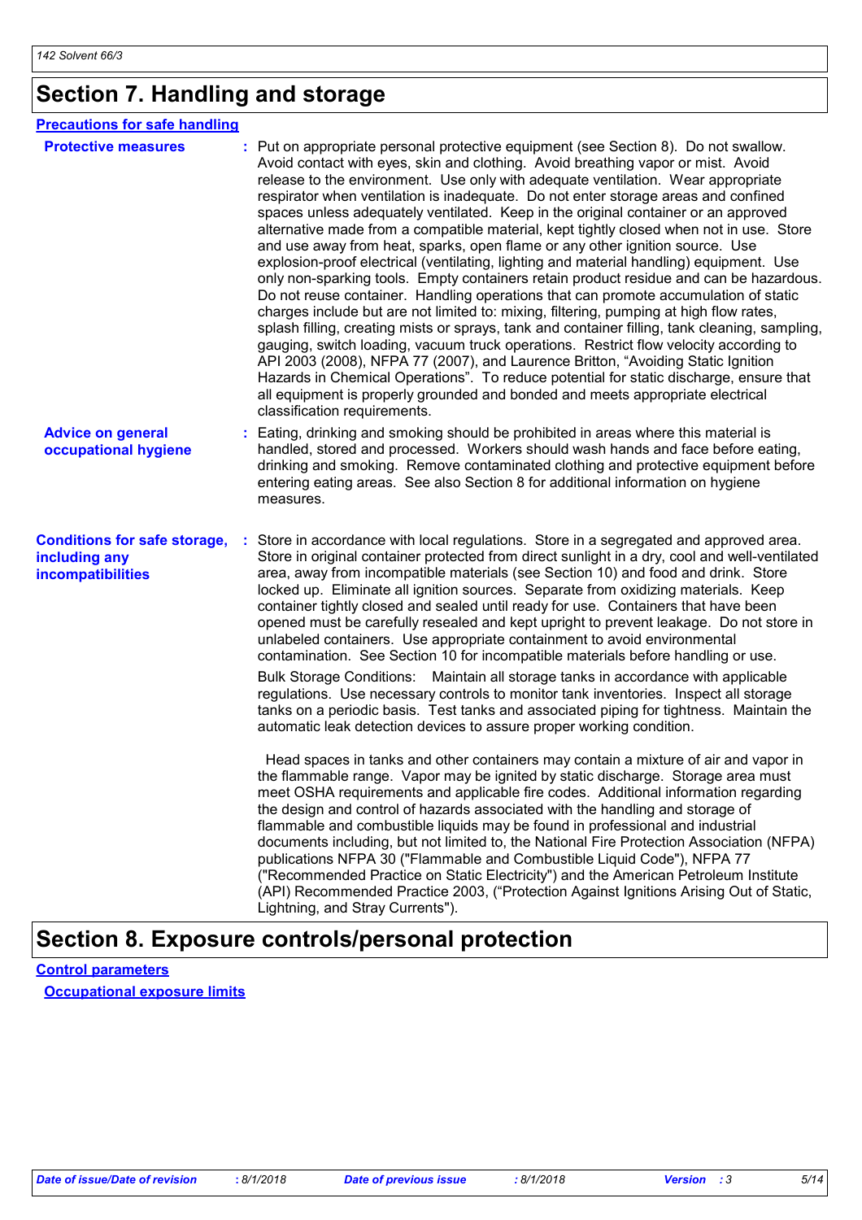# Section 7. Handling and storage

## Precautions for safe handling

**Protective measures** : Put on appropriate personal protective equipment (see Section 8). Do not swallow. Avoid contact with eyes, skin and clothing. Avoid breathing vapor or mist. Avoid release to the environment. Use only with adequate ventilation. Wear appropriate respirator when ventilation is inadequate. Do not enter storage areas and confined spaces unless adequately ventilated. Keep in the original container or an approved alternative made from a compatible material, kept tightly closed when not in use. Store and use away from heat, sparks, open flame or any other ignition source. Use explosion-proof electrical (ventilating, lighting and material handling) equipment. Use only non-sparking tools. Empty containers retain product residue and can be hazardous. Do not reuse container. Handling operations that can promote accumulation of static charges include but are not limited to: mixing, filtering, pumping at high flow rates, splash filling, creating mists or sprays, tank and container filling, tank cleaning, sampling, gauging, switch loading, vacuum truck operations. Restrict flow velocity according to API 2003 (2008), NFPA 77 (2007), and Laurence Britton, "Avoiding Static Ignition Hazards in Chemical Operations". To reduce potential for static discharge, ensure that all equipment is properly grounded and bonded and meets appropriate electrical classification requirements.

**Advice on general occupational hygiene** : Eating, drinking and smoking should be prohibited in areas where this material is handled, stored and processed. Workers should wash hands and face before eating, drinking and smoking. Remove contaminated clothing and protective equipment before entering eating areas. See also Section 8 for additional information on hygiene measures.

**Conditions for safe storage, including any incompatibilities** : Store in accordance with local regulations. Store in a segregated and approved area. Store in original container protected from direct sunlight in a dry, cool and well-ventilated area, away from incompatible materials (see Section 10) and food and drink. Store locked up. Eliminate all ignition sources. Separate from oxidizing materials. Keep container tightly closed and sealed until ready for use. Containers that have been opened must be carefully resealed and kept upright to prevent leakage. Do not store in unlabeled containers. Use appropriate containment to avoid environmental contamination. See Section 10 for incompatible materials before handling or use.

Bulk Storage Conditions: Maintain all storage tanks in accordance with applicable regulations. Use necessary controls to monitor tank inventories. Inspect all storage tanks on a periodic basis. Test tanks and associated piping for tightness. Maintain the automatic leak detection devices to assure proper working condition.

Head spaces in tanks and other containers may contain a mixture of air and vapor in the flammable range. Vapor may be ignited by static discharge. Storage area must meet OSHA requirements and applicable fire codes. Additional information regarding the design and control of hazards associated with the handling and storage of flammable and combustible liquids may be found in professional and industrial documents including, but not limited to, the National Fire Protection Association (NFPA) publications NFPA 30 ("Flammable and Combustible Liquid Code"), NFPA 77 ("Recommended Practice on Static Electricity") and the American Petroleum Institute (API) Recommended Practice 2003, ("Protection Against Ignitions Arising Out of Static, Lightning, and Stray Currents").

# Section 8. Exposure controls/personal protection

## Control parameters

### Occupational exposure limits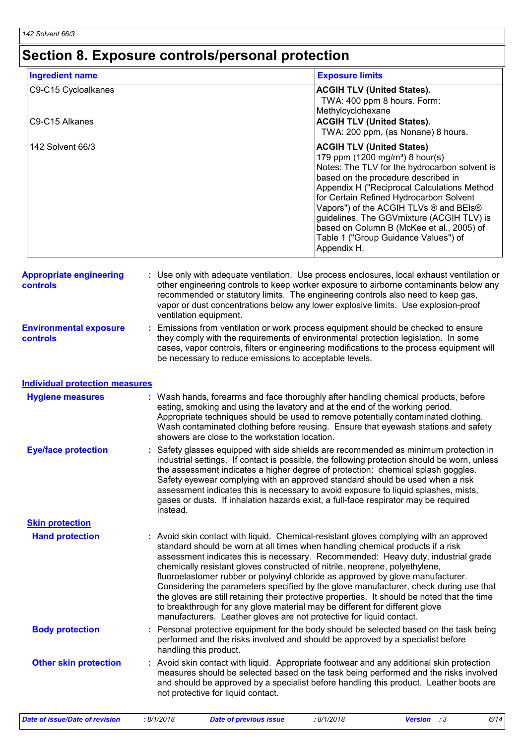# Section 8. Exposure controls/personal protection

| Ingredient name | Exposure limits |
|---|---|
| C9-C15 Cycloalkanes | **ACGIH TLV (United States).** TWA: 400 ppm 8 hours. Form: Methylcyclohexane |
| C9-C15 Alkanes | **ACGIH TLV (United States).** TWA: 200 ppm, (as Nonane) 8 hours. |
| 142 Solvent 66/3 | **ACGIH TLV (United States)** 179 ppm (1200 mg/m³) 8 hour(s) Notes: The TLV for the hydrocarbon solvent is based on the procedure described in Appendix H ("Reciprocal Calculations Method for Certain Refined Hydrocarbon Solvent Vapors") of the ACGIH TLVs ® and BEIs® guidelines. The GGVmixture (ACGIH TLV) is based on Column B (McKee et al., 2005) of Table 1 ("Group Guidance Values") of Appendix H. |

**Appropriate engineering controls** : Use only with adequate ventilation. Use process enclosures, local exhaust ventilation or other engineering controls to keep worker exposure to airborne contaminants below any recommended or statutory limits. The engineering controls also need to keep gas, vapor or dust concentrations below any lower explosive limits. Use explosion-proof ventilation equipment.

**Environmental exposure controls** : Emissions from ventilation or work process equipment should be checked to ensure they comply with the requirements of environmental protection legislation. In some cases, vapor controls, filters or engineering modifications to the process equipment will be necessary to reduce emissions to acceptable levels.

## Individual protection measures

**Hygiene measures** : Wash hands, forearms and face thoroughly after handling chemical products, before eating, smoking and using the lavatory and at the end of the working period. Appropriate techniques should be used to remove potentially contaminated clothing. Wash contaminated clothing before reusing. Ensure that eyewash stations and safety showers are close to the workstation location.

**Eye/face protection** : Safety glasses equipped with side shields are recommended as minimum protection in industrial settings. If contact is possible, the following protection should be worn, unless the assessment indicates a higher degree of protection: chemical splash goggles. Safety eyewear complying with an approved standard should be used when a risk assessment indicates this is necessary to avoid exposure to liquid splashes, mists, gases or dusts. If inhalation hazards exist, a full-face respirator may be required instead.

### Skin protection

**Hand protection** : Avoid skin contact with liquid. Chemical-resistant gloves complying with an approved standard should be worn at all times when handling chemical products if a risk assessment indicates this is necessary. Recommended: Heavy duty, industrial grade chemically resistant gloves constructed of nitrile, neoprene, polyethylene, fluoroelastomer rubber or polyvinyl chloride as approved by glove manufacturer. Considering the parameters specified by the glove manufacturer, check during use that the gloves are still retaining their protective properties. It should be noted that the time to breakthrough for any glove material may be different for different glove manufacturers. Leather gloves are not protective for liquid contact.

**Body protection** : Personal protective equipment for the body should be selected based on the task being performed and the risks involved and should be approved by a specialist before handling this product.

**Other skin protection** : Avoid skin contact with liquid. Appropriate footwear and any additional skin protection measures should be selected based on the task being performed and the risks involved and should be approved by a specialist before handling this product. Leather boots are not protective for liquid contact.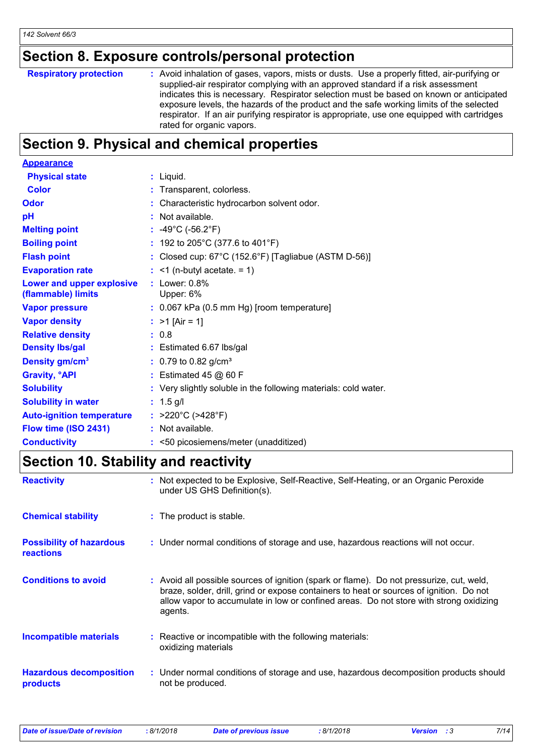## Section 8. Exposure controls/personal protection

| | |
|---|---|
| **Respiratory protection** | : Avoid inhalation of gases, vapors, mists or dusts. Use a properly fitted, air-purifying or supplied-air respirator complying with an approved standard if a risk assessment indicates this is necessary. Respirator selection must be based on known or anticipated exposure levels, the hazards of the product and the safe working limits of the selected respirator. If an air purifying respirator is appropriate, use one equipped with cartridges rated for organic vapors. |

## Section 9. Physical and chemical properties

| | |
|---|---|
| **Appearance** | |
| **Physical state** | : Liquid. |
| **Color** | : Transparent, colorless. |
| **Odor** | : Characteristic hydrocarbon solvent odor. |
| **pH** | : Not available. |
| **Melting point** | : -49°C (-56.2°F) |
| **Boiling point** | : 192 to 205°C (377.6 to 401°F) |
| **Flash point** | : Closed cup: 67°C (152.6°F) [Tagliabue (ASTM D-56)] |
| **Evaporation rate** | : <1 (n-butyl acetate. = 1) |
| **Lower and upper explosive (flammable) limits** | : Lower: 0.8%<br>Upper: 6% |
| **Vapor pressure** | : 0.067 kPa (0.5 mm Hg) [room temperature] |
| **Vapor density** | : >1 [Air = 1] |
| **Relative density** | : 0.8 |
| **Density lbs/gal** | : Estimated 6.67 lbs/gal |
| **Density gm/cm$^3$** | : 0.79 to 0.82 g/cm$^3$ |
| **Gravity, °API** | : Estimated 45 @ 60 F |
| **Solubility** | : Very slightly soluble in the following materials: cold water. |
| **Solubility in water** | : 1.5 g/l |
| **Auto-ignition temperature** | : >220°C (>428°F) |
| **Flow time (ISO 2431)** | : Not available. |
| **Conductivity** | : <50 picosiemens/meter (unadditized) |

## Section 10. Stability and reactivity

| | |
|---|---|
| **Reactivity** | : Not expected to be Explosive, Self-Reactive, Self-Heating, or an Organic Peroxide under US GHS Definition(s). |
| **Chemical stability** | : The product is stable. |
| **Possibility of hazardous reactions** | : Under normal conditions of storage and use, hazardous reactions will not occur. |
| **Conditions to avoid** | : Avoid all possible sources of ignition (spark or flame). Do not pressurize, cut, weld, braze, solder, drill, grind or expose containers to heat or sources of ignition. Do not allow vapor to accumulate in low or confined areas. Do not store with strong oxidizing agents. |
| **Incompatible materials** | : Reactive or incompatible with the following materials:<br>oxidizing materials |
| **Hazardous decomposition products** | : Under normal conditions of storage and use, hazardous decomposition products should not be produced. |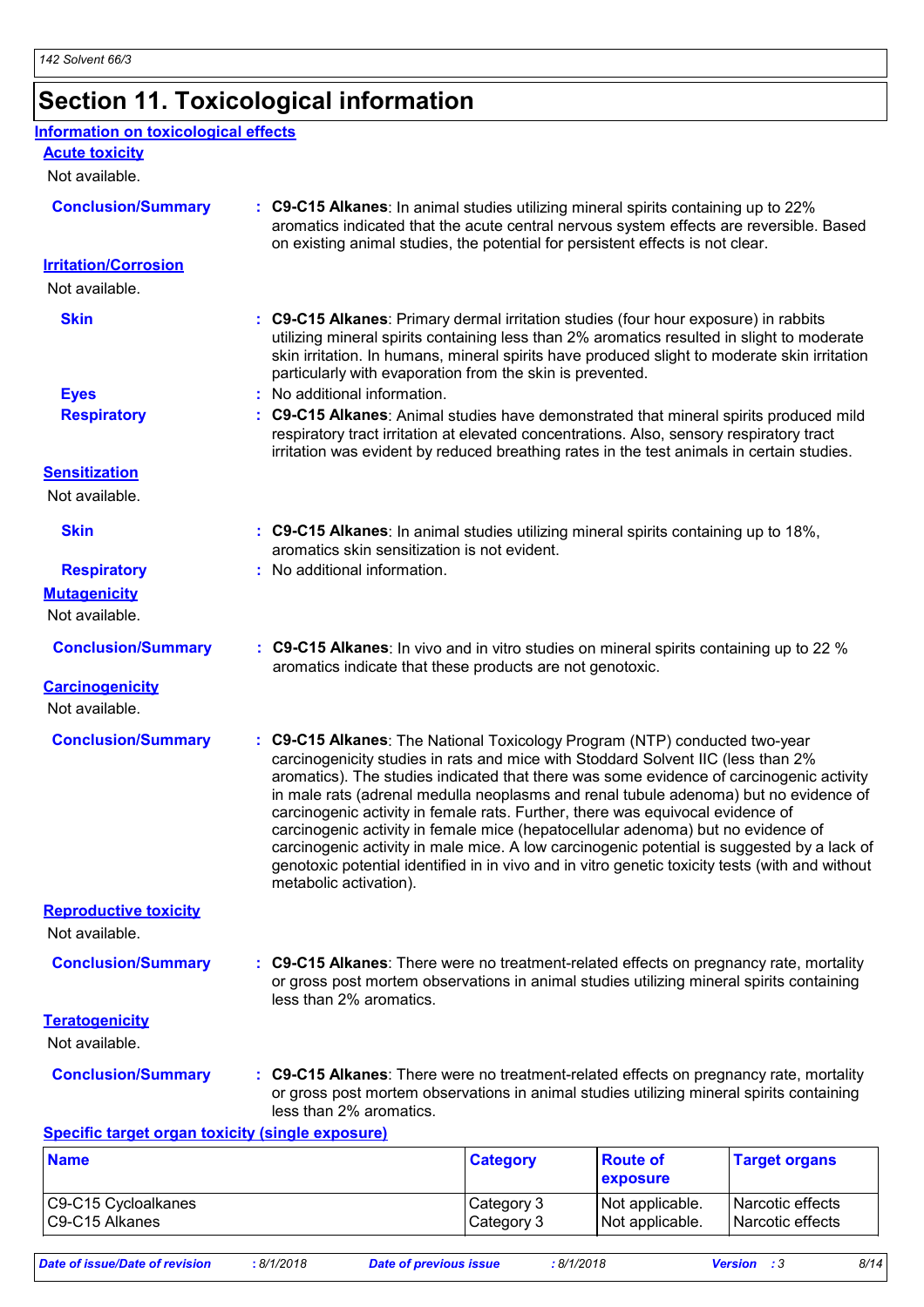# Section 11. Toxicological information

## Information on toxicological effects

### Acute toxicity

Not available.

**Conclusion/Summary** : **C9-C15 Alkanes**: In animal studies utilizing mineral spirits containing up to 22% aromatics indicated that the acute central nervous system effects are reversible. Based on existing animal studies, the potential for persistent effects is not clear.

### Irritation/Corrosion

Not available.

**Skin** : **C9-C15 Alkanes**: Primary dermal irritation studies (four hour exposure) in rabbits utilizing mineral spirits containing less than 2% aromatics resulted in slight to moderate skin irritation. In humans, mineral spirits have produced slight to moderate skin irritation particularly with evaporation from the skin is prevented.

**Eyes** : No additional information.

**Respiratory** : **C9-C15 Alkanes**: Animal studies have demonstrated that mineral spirits produced mild respiratory tract irritation at elevated concentrations. Also, sensory respiratory tract irritation was evident by reduced breathing rates in the test animals in certain studies.

### Sensitization

Not available.

**Skin** : **C9-C15 Alkanes**: In animal studies utilizing mineral spirits containing up to 18%, aromatics skin sensitization is not evident.

**Respiratory** : No additional information.

### Mutagenicity

Not available.

**Conclusion/Summary** : **C9-C15 Alkanes**: In vivo and in vitro studies on mineral spirits containing up to 22 % aromatics indicate that these products are not genotoxic.

### Carcinogenicity

Not available.

**Conclusion/Summary** : **C9-C15 Alkanes**: The National Toxicology Program (NTP) conducted two-year carcinogenicity studies in rats and mice with Stoddard Solvent IIC (less than 2% aromatics). The studies indicated that there was some evidence of carcinogenic activity in male rats (adrenal medulla neoplasms and renal tubule adenoma) but no evidence of carcinogenic activity in female rats. Further, there was equivocal evidence of carcinogenic activity in female mice (hepatocellular adenoma) but no evidence of carcinogenic activity in male mice. A low carcinogenic potential is suggested by a lack of genotoxic potential identified in in vivo and in vitro genetic toxicity tests (with and without metabolic activation).

### Reproductive toxicity

Not available.

**Conclusion/Summary** : **C9-C15 Alkanes**: There were no treatment-related effects on pregnancy rate, mortality or gross post mortem observations in animal studies utilizing mineral spirits containing less than 2% aromatics.

### Teratogenicity

Not available.

**Conclusion/Summary** : **C9-C15 Alkanes**: There were no treatment-related effects on pregnancy rate, mortality or gross post mortem observations in animal studies utilizing mineral spirits containing less than 2% aromatics.

### Specific target organ toxicity (single exposure)

| Name | Category | Route of exposure | Target organs |
|---|---|---|---|
| C9-C15 Cycloalkanes | Category 3 | Not applicable. | Narcotic effects |
| C9-C15 Alkanes | Category 3 | Not applicable. | Narcotic effects |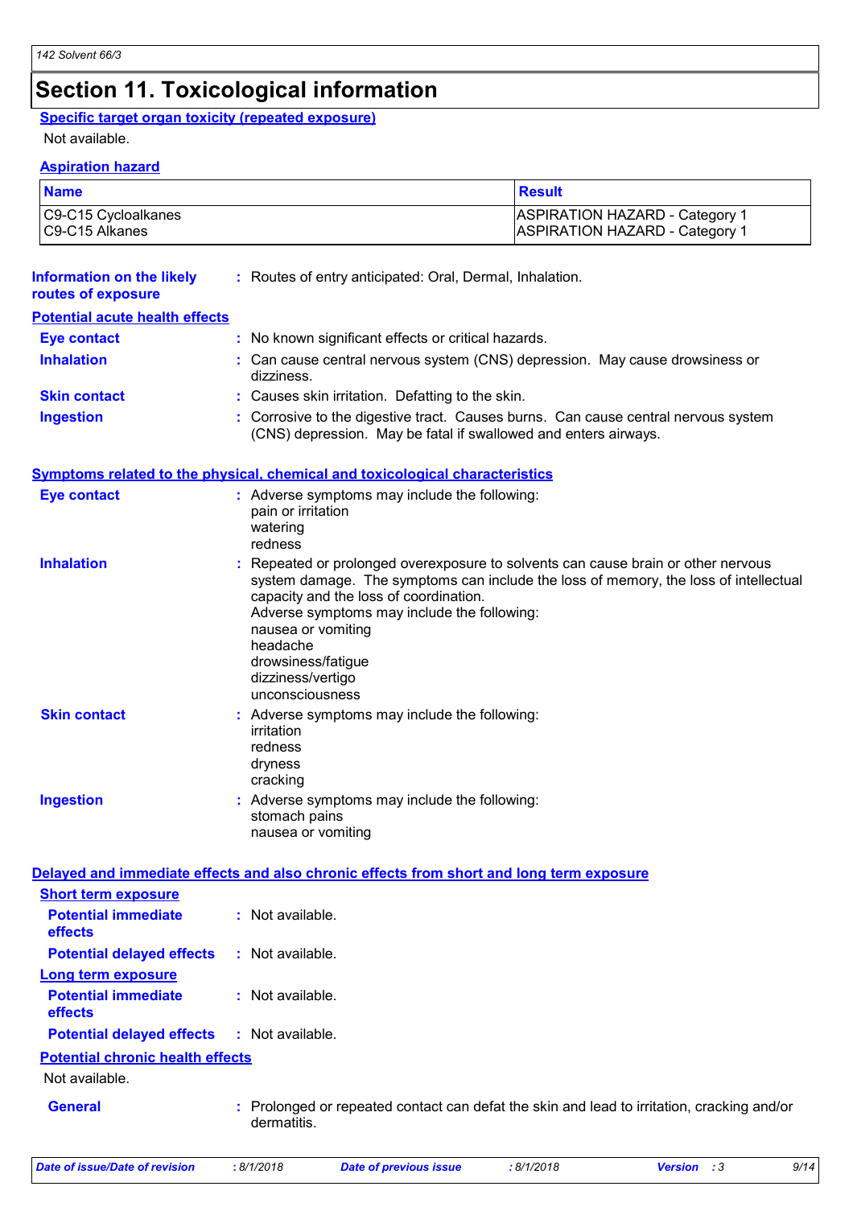# Section 11. Toxicological information

**Specific target organ toxicity (repeated exposure)**

Not available.

**Aspiration hazard**

| Name | Result |
| --- | --- |
| C9-C15 Cycloalkanes | ASPIRATION HAZARD - Category 1 |
| C9-C15 Alkanes | ASPIRATION HAZARD - Category 1 |

**Information on the likely routes of exposure** : Routes of entry anticipated: Oral, Dermal, Inhalation.

**Potential acute health effects**

**Eye contact** : No known significant effects or critical hazards.

**Inhalation** : Can cause central nervous system (CNS) depression. May cause drowsiness or dizziness.

**Skin contact** : Causes skin irritation. Defatting to the skin.

**Ingestion** : Corrosive to the digestive tract. Causes burns. Can cause central nervous system (CNS) depression. May be fatal if swallowed and enters airways.

**Symptoms related to the physical, chemical and toxicological characteristics**

**Eye contact** : Adverse symptoms may include the following:
pain or irritation
watering
redness

**Inhalation** : Repeated or prolonged overexposure to solvents can cause brain or other nervous system damage. The symptoms can include the loss of memory, the loss of intellectual capacity and the loss of coordination.
Adverse symptoms may include the following:
nausea or vomiting
headache
drowsiness/fatigue
dizziness/vertigo
unconsciousness

**Skin contact** : Adverse symptoms may include the following:
irritation
redness
dryness
cracking

**Ingestion** : Adverse symptoms may include the following:
stomach pains
nausea or vomiting

**Delayed and immediate effects and also chronic effects from short and long term exposure**

**Short term exposure**

**Potential immediate effects** : Not available.

**Potential delayed effects** : Not available.

**Long term exposure**

**Potential immediate effects** : Not available.

**Potential delayed effects** : Not available.

**Potential chronic health effects**

Not available.

**General** : Prolonged or repeated contact can defat the skin and lead to irritation, cracking and/or dermatitis.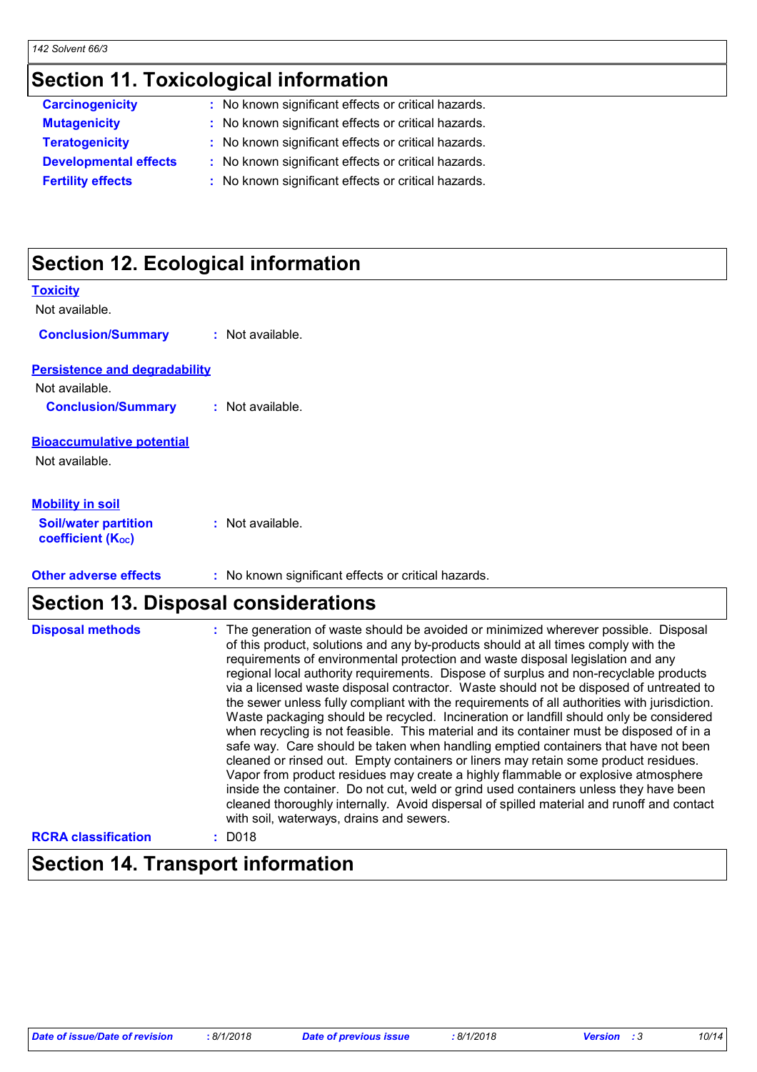## Section 11. Toxicological information

| | |
|---|---|
| **Carcinogenicity** | : No known significant effects or critical hazards. |
| **Mutagenicity** | : No known significant effects or critical hazards. |
| **Teratogenicity** | : No known significant effects or critical hazards. |
| **Developmental effects** | : No known significant effects or critical hazards. |
| **Fertility effects** | : No known significant effects or critical hazards. |

## Section 12. Ecological information

**Toxicity**

Not available.

**Conclusion/Summary** : Not available.

**Persistence and degradability**

Not available.

**Conclusion/Summary** : Not available.

**Bioaccumulative potential**

Not available.

**Mobility in soil**

**Soil/water partition coefficient ($K_{OC}$)** : Not available.

**Other adverse effects** : No known significant effects or critical hazards.

## Section 13. Disposal considerations

**Disposal methods** : The generation of waste should be avoided or minimized wherever possible. Disposal of this product, solutions and any by-products should at all times comply with the requirements of environmental protection and waste disposal legislation and any regional local authority requirements. Dispose of surplus and non-recyclable products via a licensed waste disposal contractor. Waste should not be disposed of untreated to the sewer unless fully compliant with the requirements of all authorities with jurisdiction. Waste packaging should be recycled. Incineration or landfill should only be considered when recycling is not feasible. This material and its container must be disposed of in a safe way. Care should be taken when handling emptied containers that have not been cleaned or rinsed out. Empty containers or liners may retain some product residues. Vapor from product residues may create a highly flammable or explosive atmosphere inside the container. Do not cut, weld or grind used containers unless they have been cleaned thoroughly internally. Avoid dispersal of spilled material and runoff and contact with soil, waterways, drains and sewers.

**RCRA classification** : D018

## Section 14. Transport information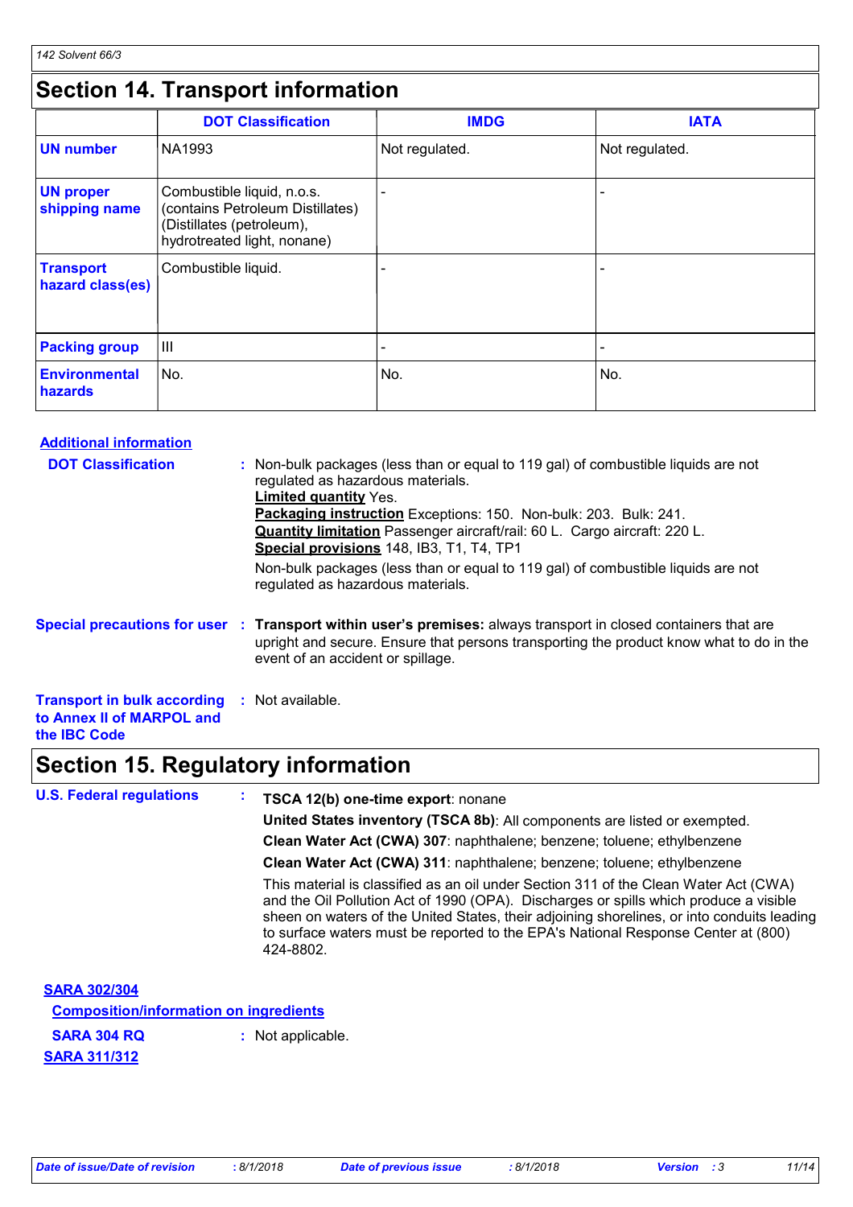# Section 14. Transport information

| | DOT Classification | IMDG | IATA |
|---|---|---|---|
| **UN number** | NA1993 | Not regulated. | Not regulated. |
| **UN proper shipping name** | Combustible liquid, n.o.s. (contains Petroleum Distillates) (Distillates (petroleum), hydrotreated light, nonane) | - | - |
| **Transport hazard class(es)** | Combustible liquid. | - | - |
| **Packing group** | III | - | - |
| **Environmental hazards** | No. | No. | No. |

**Additional information**

**DOT Classification** : Non-bulk packages (less than or equal to 119 gal) of combustible liquids are not regulated as hazardous materials.
**Limited quantity** Yes.
**Packaging instruction** Exceptions: 150. Non-bulk: 203. Bulk: 241.
**Quantity limitation** Passenger aircraft/rail: 60 L. Cargo aircraft: 220 L.
**Special provisions** 148, IB3, T1, T4, TP1

Non-bulk packages (less than or equal to 119 gal) of combustible liquids are not regulated as hazardous materials.

**Special precautions for user** : **Transport within user's premises:** always transport in closed containers that are upright and secure. Ensure that persons transporting the product know what to do in the event of an accident or spillage.

**Transport in bulk according to Annex II of MARPOL and the IBC Code** : Not available.

# Section 15. Regulatory information

**U.S. Federal regulations** :

**TSCA 12(b) one-time export**: nonane

**United States inventory (TSCA 8b)**: All components are listed or exempted.

**Clean Water Act (CWA) 307**: naphthalene; benzene; toluene; ethylbenzene

**Clean Water Act (CWA) 311**: naphthalene; benzene; toluene; ethylbenzene

This material is classified as an oil under Section 311 of the Clean Water Act (CWA) and the Oil Pollution Act of 1990 (OPA). Discharges or spills which produce a visible sheen on waters of the United States, their adjoining shorelines, or into conduits leading to surface waters must be reported to the EPA's National Response Center at (800) 424-8802.

**SARA 302/304**

**Composition/information on ingredients**

**SARA 304 RQ** : Not applicable.

**SARA 311/312**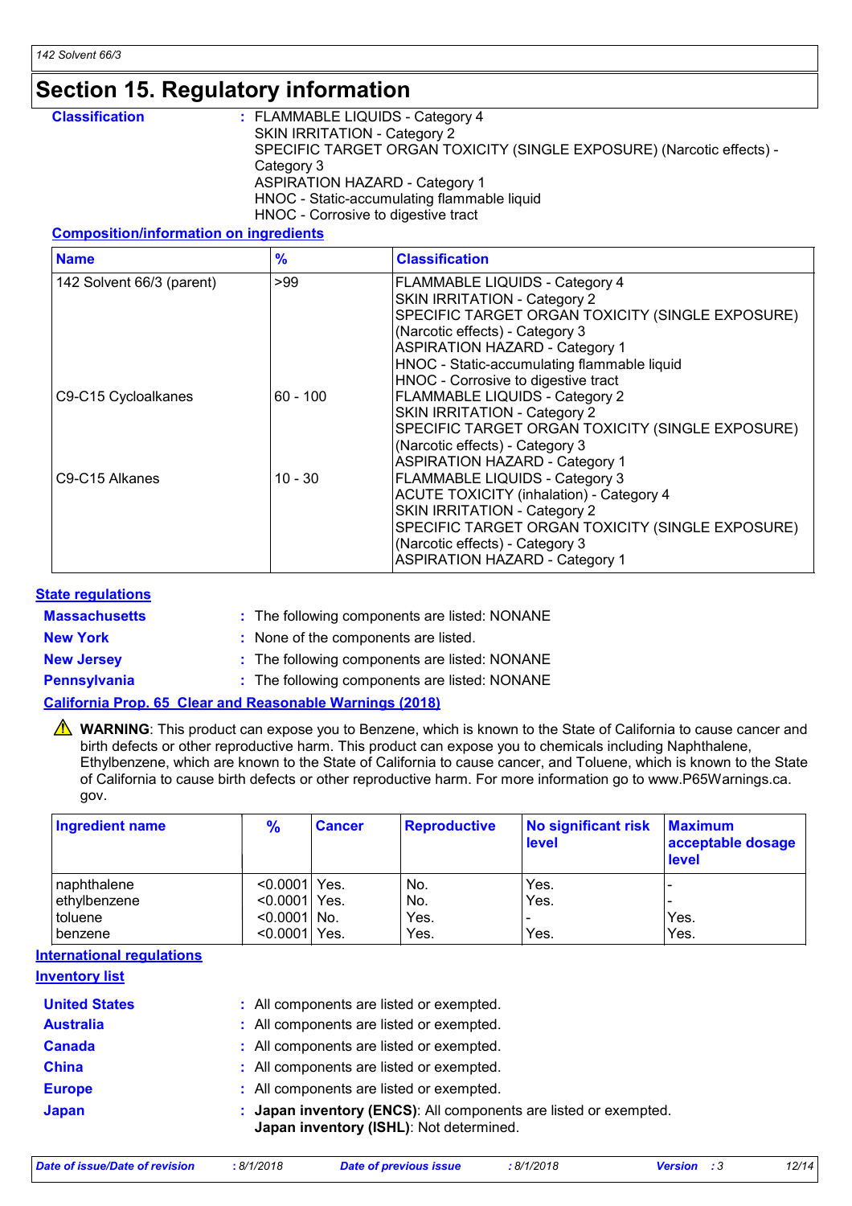# Section 15. Regulatory information

**Classification** : FLAMMABLE LIQUIDS - Category 4
SKIN IRRITATION - Category 2
SPECIFIC TARGET ORGAN TOXICITY (SINGLE EXPOSURE) (Narcotic effects) - Category 3
ASPIRATION HAZARD - Category 1
HNOC - Static-accumulating flammable liquid
HNOC - Corrosive to digestive tract

**Composition/information on ingredients**

| Name | % | Classification |
|---|---|---|
| 142 Solvent 66/3 (parent) | >99 | FLAMMABLE LIQUIDS - Category 4<br>SKIN IRRITATION - Category 2<br>SPECIFIC TARGET ORGAN TOXICITY (SINGLE EXPOSURE) (Narcotic effects) - Category 3<br>ASPIRATION HAZARD - Category 1<br>HNOC - Static-accumulating flammable liquid<br>HNOC - Corrosive to digestive tract |
| C9-C15 Cycloalkanes | 60 - 100 | FLAMMABLE LIQUIDS - Category 2<br>SKIN IRRITATION - Category 2<br>SPECIFIC TARGET ORGAN TOXICITY (SINGLE EXPOSURE) (Narcotic effects) - Category 3<br>ASPIRATION HAZARD - Category 1 |
| C9-C15 Alkanes | 10 - 30 | FLAMMABLE LIQUIDS - Category 3<br>ACUTE TOXICITY (inhalation) - Category 4<br>SKIN IRRITATION - Category 2<br>SPECIFIC TARGET ORGAN TOXICITY (SINGLE EXPOSURE) (Narcotic effects) - Category 3<br>ASPIRATION HAZARD - Category 1 |

**State regulations**

**Massachusetts** : The following components are listed: NONANE

**New York** : None of the components are listed.

**New Jersey** : The following components are listed: NONANE

**Pennsylvania** : The following components are listed: NONANE

**California Prop. 65 Clear and Reasonable Warnings (2018)**

⚠ **WARNING**: This product can expose you to Benzene, which is known to the State of California to cause cancer and birth defects or other reproductive harm. This product can expose you to chemicals including Naphthalene, Ethylbenzene, which are known to the State of California to cause cancer, and Toluene, which is known to the State of California to cause birth defects or other reproductive harm. For more information go to www.P65Warnings.ca.gov.

| Ingredient name | % | Cancer | Reproductive | No significant risk level | Maximum acceptable dosage level |
|---|---|---|---|---|---|
| naphthalene | <0.0001 | Yes. | No. | Yes. | - |
| ethylbenzene | <0.0001 | Yes. | No. | Yes. | - |
| toluene | <0.0001 | No. | Yes. | - | Yes. |
| benzene | <0.0001 | Yes. | Yes. | Yes. | Yes. |

**International regulations**

**Inventory list**

**United States** : All components are listed or exempted.

**Australia** : All components are listed or exempted.

**Canada** : All components are listed or exempted.

**China** : All components are listed or exempted.

**Europe** : All components are listed or exempted.

**Japan** : **Japan inventory (ENCS)**: All components are listed or exempted.
**Japan inventory (ISHL)**: Not determined.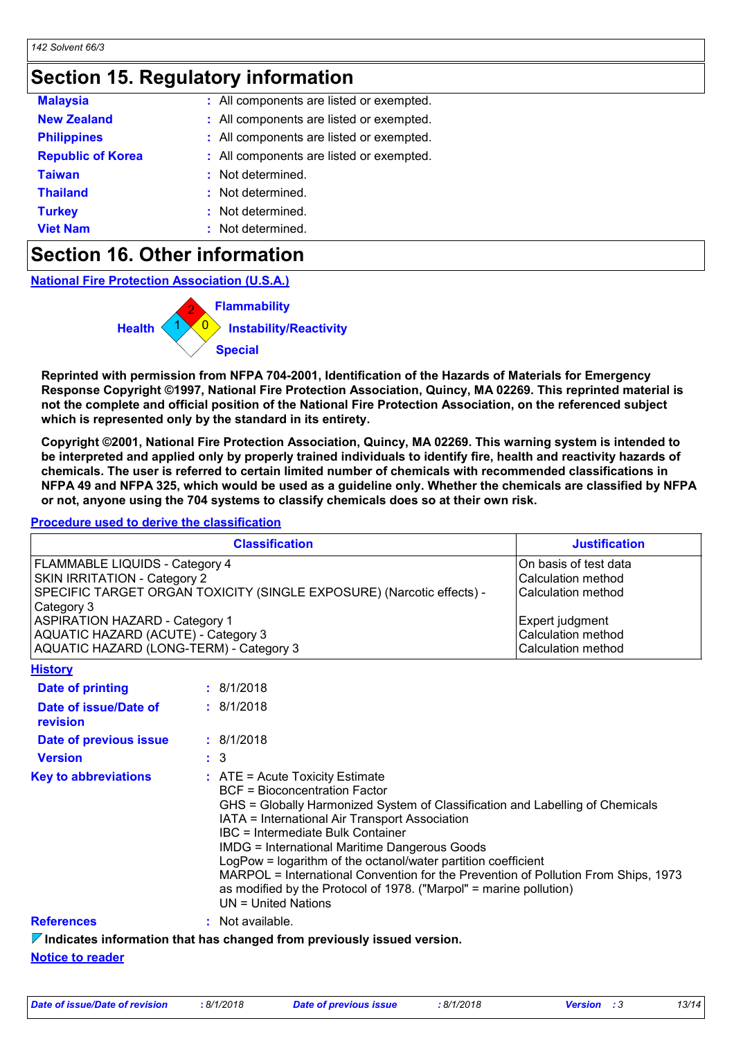## Section 15. Regulatory information

| | | |
|---|---|---|
| **Malaysia** | : | All components are listed or exempted. |
| **New Zealand** | : | All components are listed or exempted. |
| **Philippines** | : | All components are listed or exempted. |
| **Republic of Korea** | : | All components are listed or exempted. |
| **Taiwan** | : | Not determined. |
| **Thailand** | : | Not determined. |
| **Turkey** | : | Not determined. |
| **Viet Nam** | : | Not determined. |

## Section 16. Other information

### National Fire Protection Association (U.S.A.)

Health: 1
Flammability: 2
Instability/Reactivity: 0
Special:

**Reprinted with permission from NFPA 704-2001, Identification of the Hazards of Materials for Emergency Response Copyright ©1997, National Fire Protection Association, Quincy, MA 02269. This reprinted material is not the complete and official position of the National Fire Protection Association, on the referenced subject which is represented only by the standard in its entirety.**

**Copyright ©2001, National Fire Protection Association, Quincy, MA 02269. This warning system is intended to be interpreted and applied only by properly trained individuals to identify fire, health and reactivity hazards of chemicals. The user is referred to certain limited number of chemicals with recommended classifications in NFPA 49 and NFPA 325, which would be used as a guideline only. Whether the chemicals are classified by NFPA or not, anyone using the 704 systems to classify chemicals does so at their own risk.**

### Procedure used to derive the classification

| Classification | Justification |
|---|---|
| FLAMMABLE LIQUIDS - Category 4 | On basis of test data |
| SKIN IRRITATION - Category 2 | Calculation method |
| SPECIFIC TARGET ORGAN TOXICITY (SINGLE EXPOSURE) (Narcotic effects) - Category 3 | Calculation method |
| ASPIRATION HAZARD - Category 1 | Expert judgment |
| AQUATIC HAZARD (ACUTE) - Category 3 | Calculation method |
| AQUATIC HAZARD (LONG-TERM) - Category 3 | Calculation method |

### History

| | | |
|---|---|---|
| **Date of printing** | : | 8/1/2018 |
| **Date of issue/Date of revision** | : | 8/1/2018 |
| **Date of previous issue** | : | 8/1/2018 |
| **Version** | : | 3 |

**Key to abbreviations** :
ATE = Acute Toxicity Estimate
BCF = Bioconcentration Factor
GHS = Globally Harmonized System of Classification and Labelling of Chemicals
IATA = International Air Transport Association
IBC = Intermediate Bulk Container
IMDG = International Maritime Dangerous Goods
LogPow = logarithm of the octanol/water partition coefficient
MARPOL = International Convention for the Prevention of Pollution From Ships, 1973 as modified by the Protocol of 1978. ("Marpol" = marine pollution)
UN = United Nations

**References** : Not available.

**Indicates information that has changed from previously issued version.**

### Notice to reader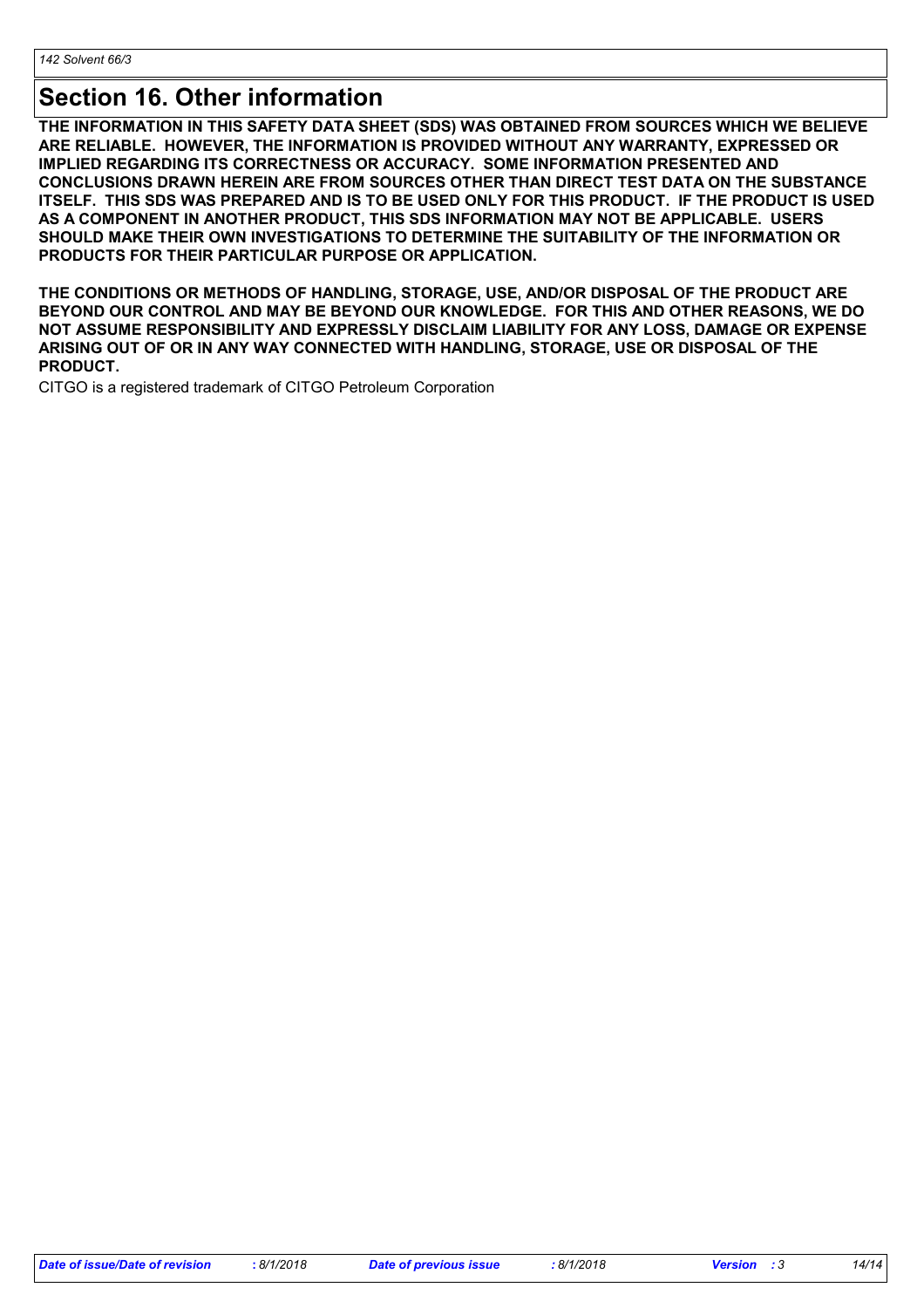# Section 16. Other information

**THE INFORMATION IN THIS SAFETY DATA SHEET (SDS) WAS OBTAINED FROM SOURCES WHICH WE BELIEVE ARE RELIABLE. HOWEVER, THE INFORMATION IS PROVIDED WITHOUT ANY WARRANTY, EXPRESSED OR IMPLIED REGARDING ITS CORRECTNESS OR ACCURACY. SOME INFORMATION PRESENTED AND CONCLUSIONS DRAWN HEREIN ARE FROM SOURCES OTHER THAN DIRECT TEST DATA ON THE SUBSTANCE ITSELF. THIS SDS WAS PREPARED AND IS TO BE USED ONLY FOR THIS PRODUCT. IF THE PRODUCT IS USED AS A COMPONENT IN ANOTHER PRODUCT, THIS SDS INFORMATION MAY NOT BE APPLICABLE. USERS SHOULD MAKE THEIR OWN INVESTIGATIONS TO DETERMINE THE SUITABILITY OF THE INFORMATION OR PRODUCTS FOR THEIR PARTICULAR PURPOSE OR APPLICATION.**

**THE CONDITIONS OR METHODS OF HANDLING, STORAGE, USE, AND/OR DISPOSAL OF THE PRODUCT ARE BEYOND OUR CONTROL AND MAY BE BEYOND OUR KNOWLEDGE. FOR THIS AND OTHER REASONS, WE DO NOT ASSUME RESPONSIBILITY AND EXPRESSLY DISCLAIM LIABILITY FOR ANY LOSS, DAMAGE OR EXPENSE ARISING OUT OF OR IN ANY WAY CONNECTED WITH HANDLING, STORAGE, USE OR DISPOSAL OF THE PRODUCT.**

CITGO is a registered trademark of CITGO Petroleum Corporation